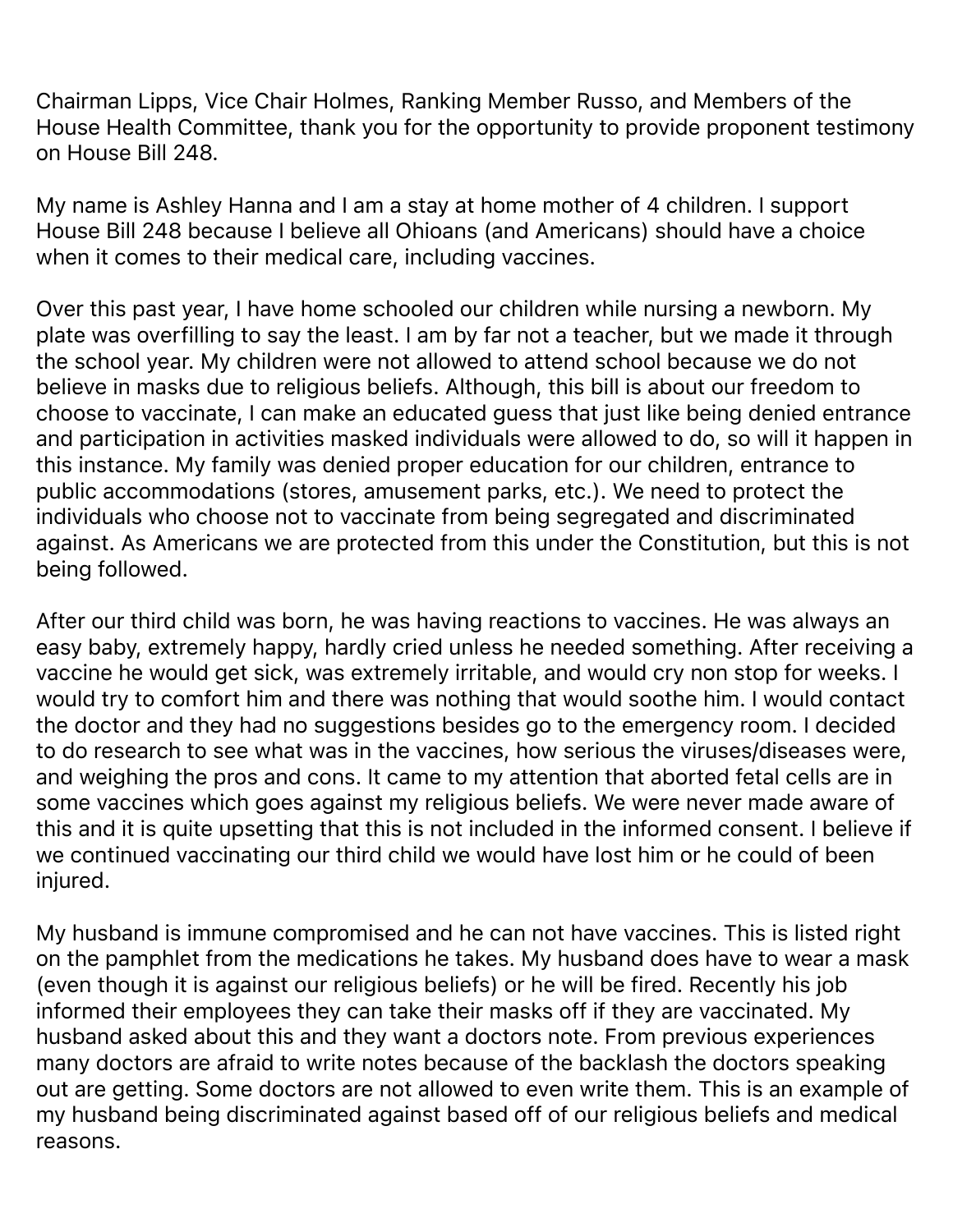Chairman Lipps, Vice Chair Holmes, Ranking Member Russo, and Members of the House Health Committee, thank you for the opportunity to provide proponent testimony on House Bill 248.

My name is Ashley Hanna and I am a stay at home mother of 4 children. I support House Bill 248 because I believe all Ohioans (and Americans) should have a choice when it comes to their medical care, including vaccines.

Over this past year, I have home schooled our children while nursing a newborn. My plate was overfilling to say the least. I am by far not a teacher, but we made it through the school year. My children were not allowed to attend school because we do not believe in masks due to religious beliefs. Although, this bill is about our freedom to choose to vaccinate, I can make an educated guess that just like being denied entrance and participation in activities masked individuals were allowed to do, so will it happen in this instance. My family was denied proper education for our children, entrance to public accommodations (stores, amusement parks, etc.). We need to protect the individuals who choose not to vaccinate from being segregated and discriminated against. As Americans we are protected from this under the Constitution, but this is not being followed.

After our third child was born, he was having reactions to vaccines. He was always an easy baby, extremely happy, hardly cried unless he needed something. After receiving a vaccine he would get sick, was extremely irritable, and would cry non stop for weeks. I would try to comfort him and there was nothing that would soothe him. I would contact the doctor and they had no suggestions besides go to the emergency room. I decided to do research to see what was in the vaccines, how serious the viruses/diseases were, and weighing the pros and cons. It came to my attention that aborted fetal cells are in some vaccines which goes against my religious beliefs. We were never made aware of this and it is quite upsetting that this is not included in the informed consent. I believe if we continued vaccinating our third child we would have lost him or he could of been injured.

My husband is immune compromised and he can not have vaccines. This is listed right on the pamphlet from the medications he takes. My husband does have to wear a mask (even though it is against our religious beliefs) or he will be fired. Recently his job informed their employees they can take their masks off if they are vaccinated. My husband asked about this and they want a doctors note. From previous experiences many doctors are afraid to write notes because of the backlash the doctors speaking out are getting. Some doctors are not allowed to even write them. This is an example of my husband being discriminated against based off of our religious beliefs and medical reasons.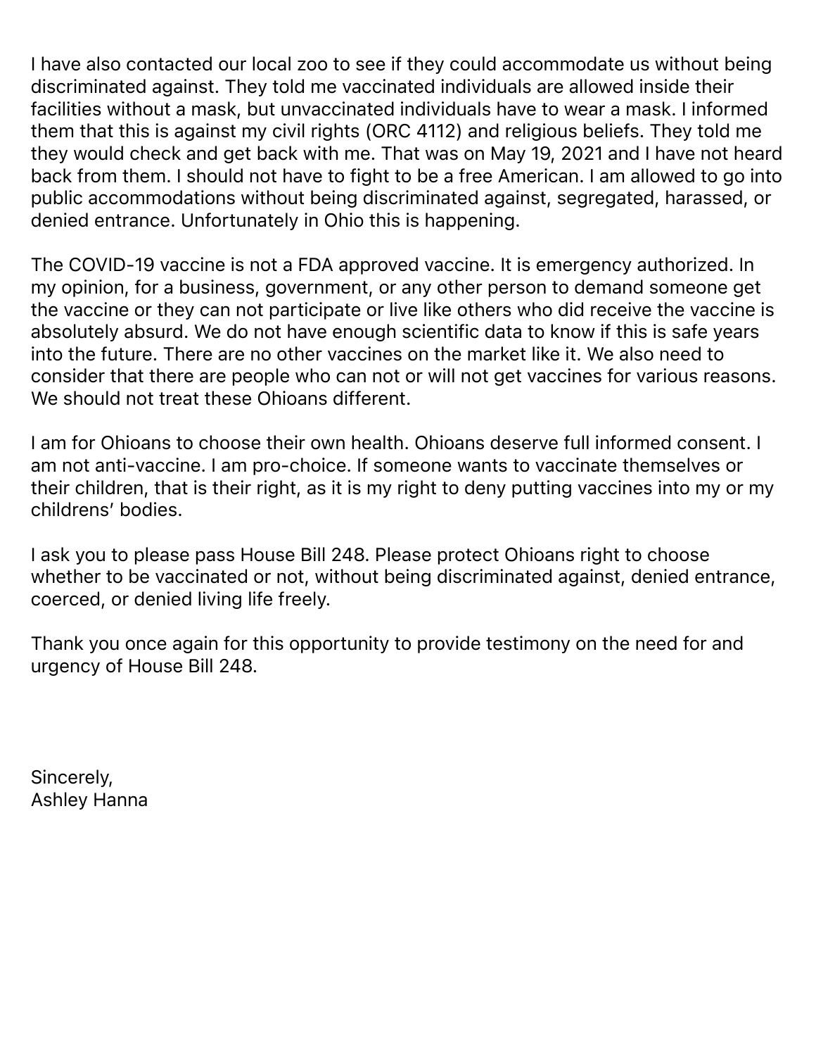I have also contacted our local zoo to see if they could accommodate us without being discriminated against. They told me vaccinated individuals are allowed inside their facilities without a mask, but unvaccinated individuals have to wear a mask. I informed them that this is against my civil rights (ORC 4112) and religious beliefs. They told me they would check and get back with me. That was on May 19, 2021 and I have not heard back from them. I should not have to fight to be a free American. I am allowed to go into public accommodations without being discriminated against, segregated, harassed, or denied entrance. Unfortunately in Ohio this is happening.

The COVID-19 vaccine is not a FDA approved vaccine. It is emergency authorized. In my opinion, for a business, government, or any other person to demand someone get the vaccine or they can not participate or live like others who did receive the vaccine is absolutely absurd. We do not have enough scientific data to know if this is safe years into the future. There are no other vaccines on the market like it. We also need to consider that there are people who can not or will not get vaccines for various reasons. We should not treat these Ohioans different.

I am for Ohioans to choose their own health. Ohioans deserve full informed consent. I am not anti-vaccine. I am pro-choice. If someone wants to vaccinate themselves or their children, that is their right, as it is my right to deny putting vaccines into my or my childrens' bodies.

I ask you to please pass House Bill 248. Please protect Ohioans right to choose whether to be vaccinated or not, without being discriminated against, denied entrance, coerced, or denied living life freely.

Thank you once again for this opportunity to provide testimony on the need for and urgency of House Bill 248.

Sincerely,
Ashley Hanna